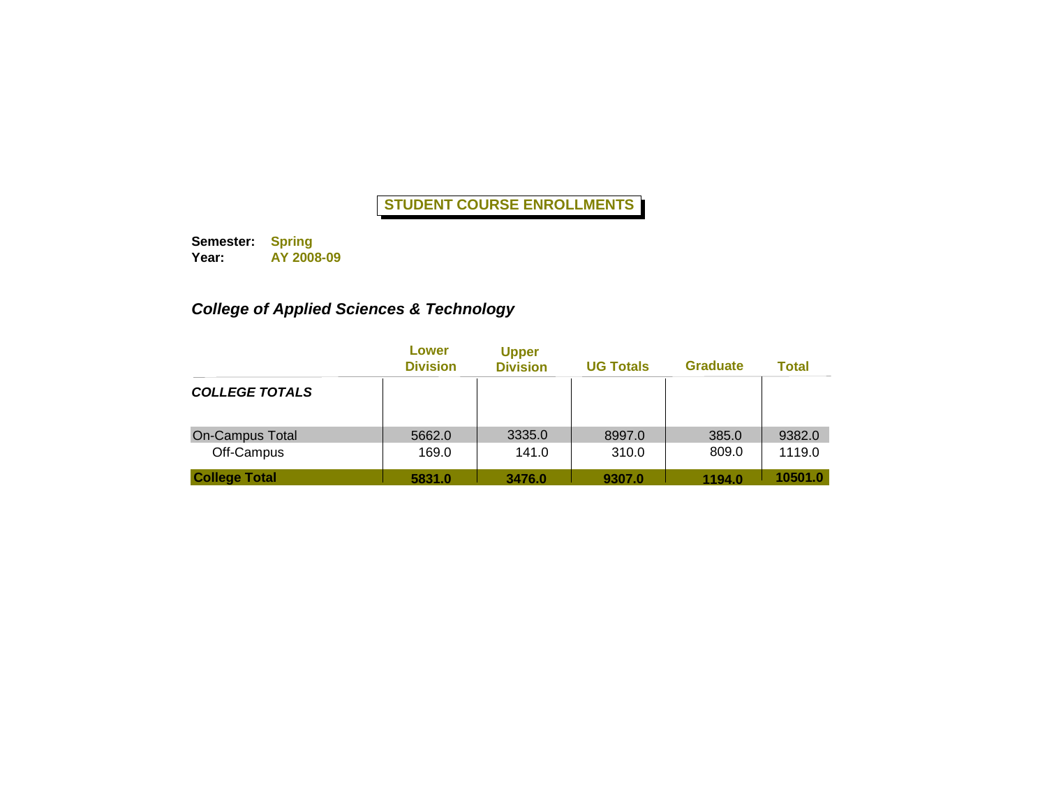# STUDENT COURSE ENROLLMENTS

**Semester:** **Spring**
**Year:** **AY 2008-09**

## *College of Applied Sciences & Technology*

| | Lower Division | Upper Division | UG Totals | Graduate | Total |
|---|---|---|---|---|---|
| ***COLLEGE TOTALS*** | | | | | |
| On-Campus Total | 5662.0 | 3335.0 | 8997.0 | 385.0 | 9382.0 |
| Off-Campus | 169.0 | 141.0 | 310.0 | 809.0 | 1119.0 |
| **College Total** | **5831.0** | **3476.0** | **9307.0** | **1194.0** | **10501.0** |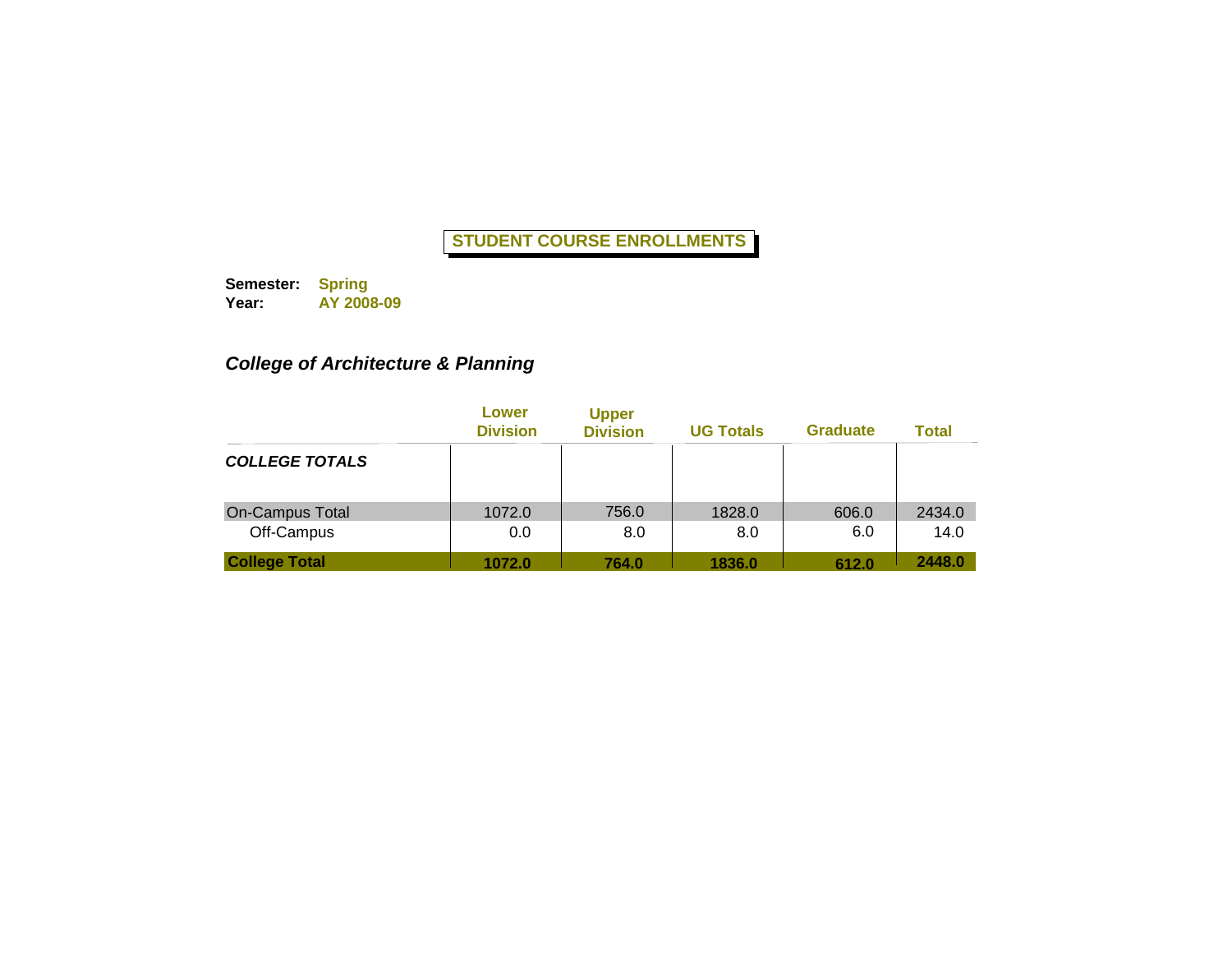# STUDENT COURSE ENROLLMENTS

**Semester:** **Spring**
**Year:** **AY 2008-09**

***College of Architecture & Planning***

| | Lower Division | Upper Division | UG Totals | Graduate | Total |
|---|---|---|---|---|---|
| ***COLLEGE TOTALS*** | | | | | |
| On-Campus Total | 1072.0 | 756.0 | 1828.0 | 606.0 | 2434.0 |
| Off-Campus | 0.0 | 8.0 | 8.0 | 6.0 | 14.0 |
| **College Total** | **1072.0** | **764.0** | **1836.0** | **612.0** | **2448.0** |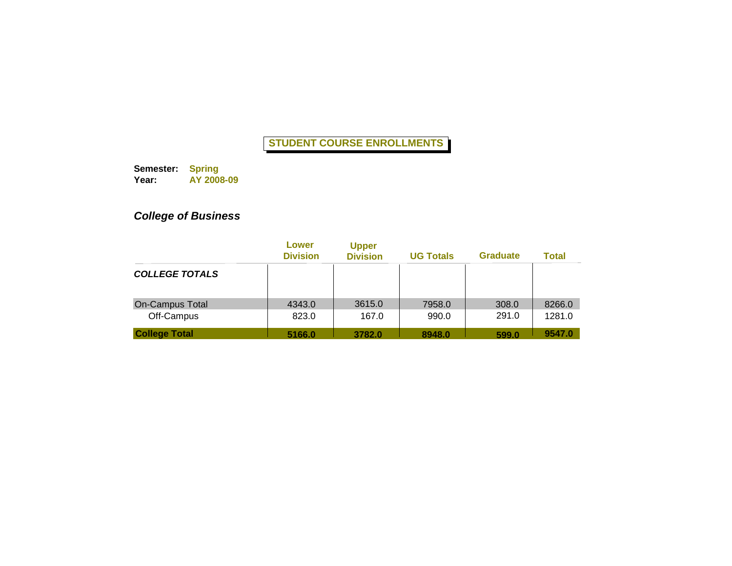# STUDENT COURSE ENROLLMENTS

**Semester:** Spring
**Year:** AY 2008-09

## *College of Business*

| | Lower Division | Upper Division | UG Totals | Graduate | Total |
|---|---|---|---|---|---|
| ***COLLEGE TOTALS*** | | | | | |
| On-Campus Total | 4343.0 | 3615.0 | 7958.0 | 308.0 | 8266.0 |
| Off-Campus | 823.0 | 167.0 | 990.0 | 291.0 | 1281.0 |
| **College Total** | **5166.0** | **3782.0** | **8948.0** | **599.0** | **9547.0** |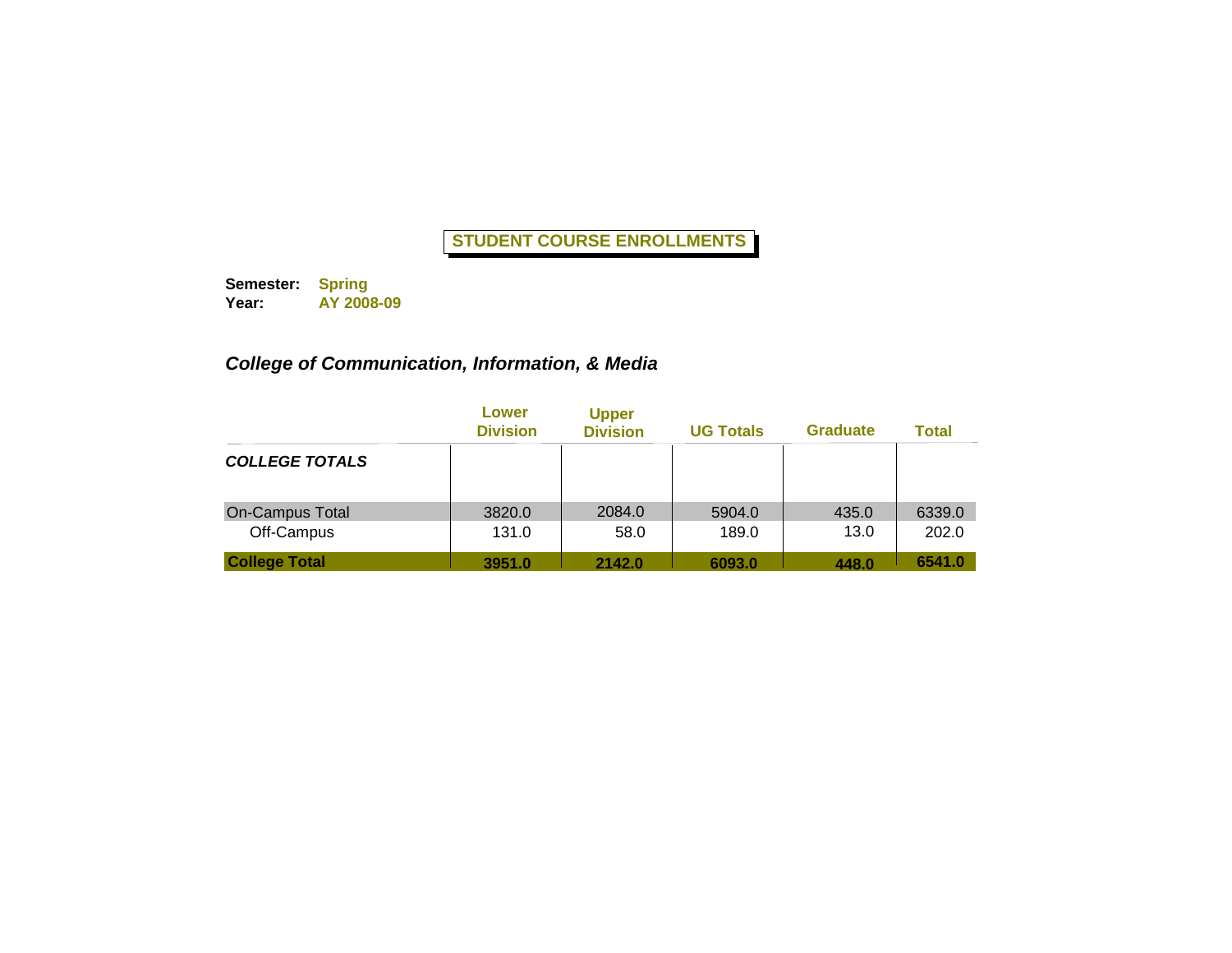**STUDENT COURSE ENROLLMENTS**

**Semester:** **Spring**
**Year:** **AY 2008-09**

### *College of Communication, Information, & Media*

| | Lower Division | Upper Division | UG Totals | Graduate | Total |
|---|---|---|---|---|---|
| ***COLLEGE TOTALS*** | | | | | |
| On-Campus Total | 3820.0 | 2084.0 | 5904.0 | 435.0 | 6339.0 |
| Off-Campus | 131.0 | 58.0 | 189.0 | 13.0 | 202.0 |
| **College Total** | **3951.0** | **2142.0** | **6093.0** | **448.0** | **6541.0** |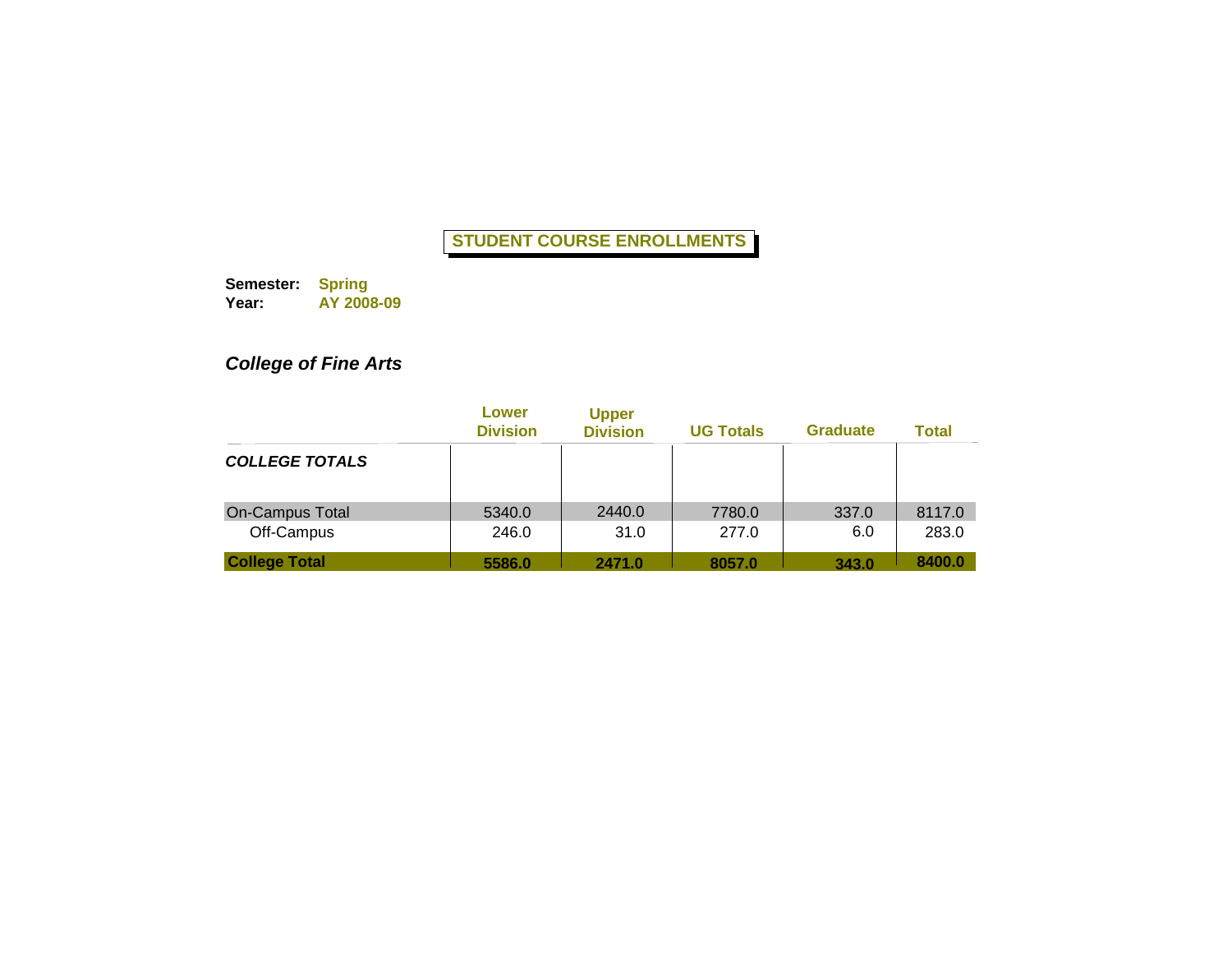## STUDENT COURSE ENROLLMENTS

**Semester:** **Spring**
**Year:** **AY 2008-09**

### *College of Fine Arts*

| | Lower Division | Upper Division | UG Totals | Graduate | Total |
|---|---|---|---|---|---|
| ***COLLEGE TOTALS*** | | | | | |
| On-Campus Total | 5340.0 | 2440.0 | 7780.0 | 337.0 | 8117.0 |
| Off-Campus | 246.0 | 31.0 | 277.0 | 6.0 | 283.0 |
| **College Total** | **5586.0** | **2471.0** | **8057.0** | **343.0** | **8400.0** |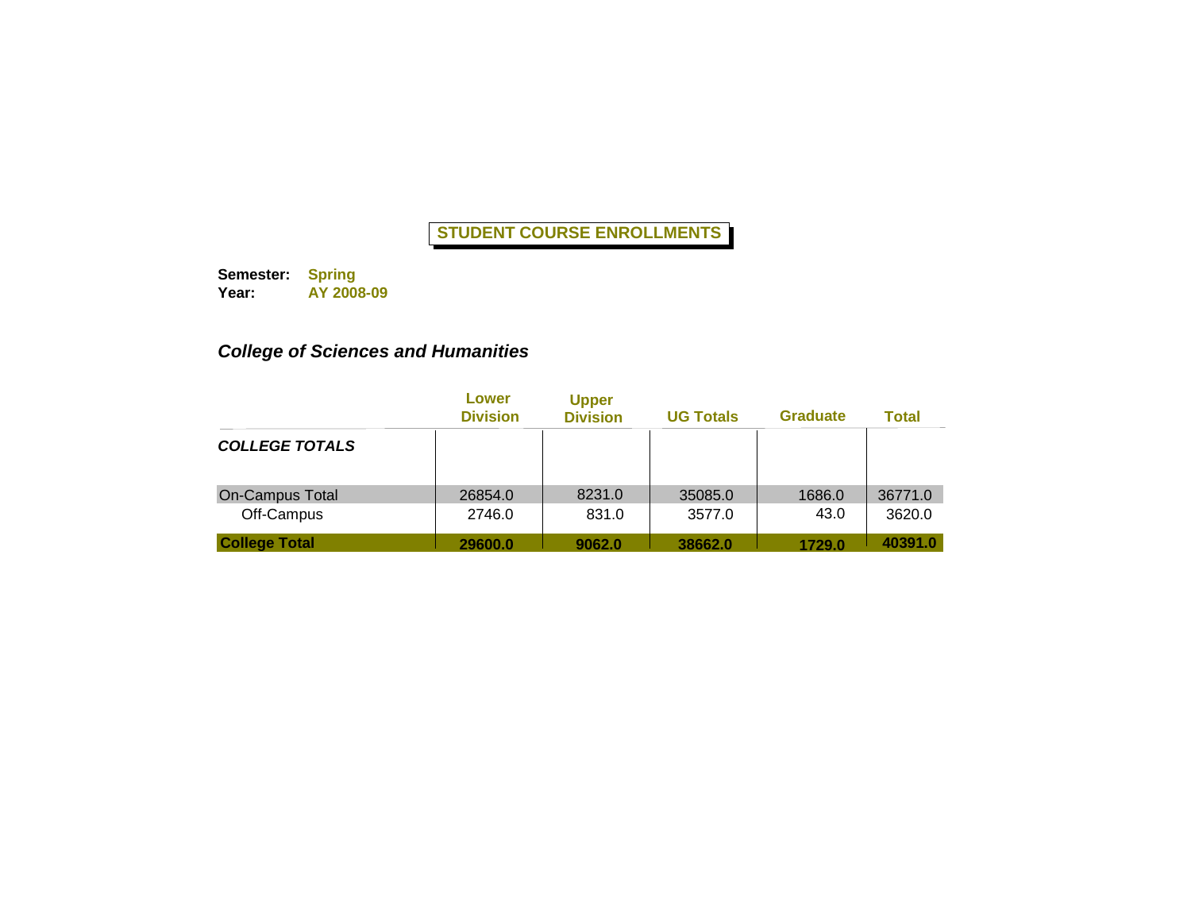# STUDENT COURSE ENROLLMENTS

**Semester:** **Spring**
**Year:** **AY 2008-09**

### *College of Sciences and Humanities*

| | Lower Division | Upper Division | UG Totals | Graduate | Total |
|---|---|---|---|---|---|
| ***COLLEGE TOTALS*** | | | | | |
| On-Campus Total | 26854.0 | 8231.0 | 35085.0 | 1686.0 | 36771.0 |
| Off-Campus | 2746.0 | 831.0 | 3577.0 | 43.0 | 3620.0 |
| **College Total** | **29600.0** | **9062.0** | **38662.0** | **1729.0** | **40391.0** |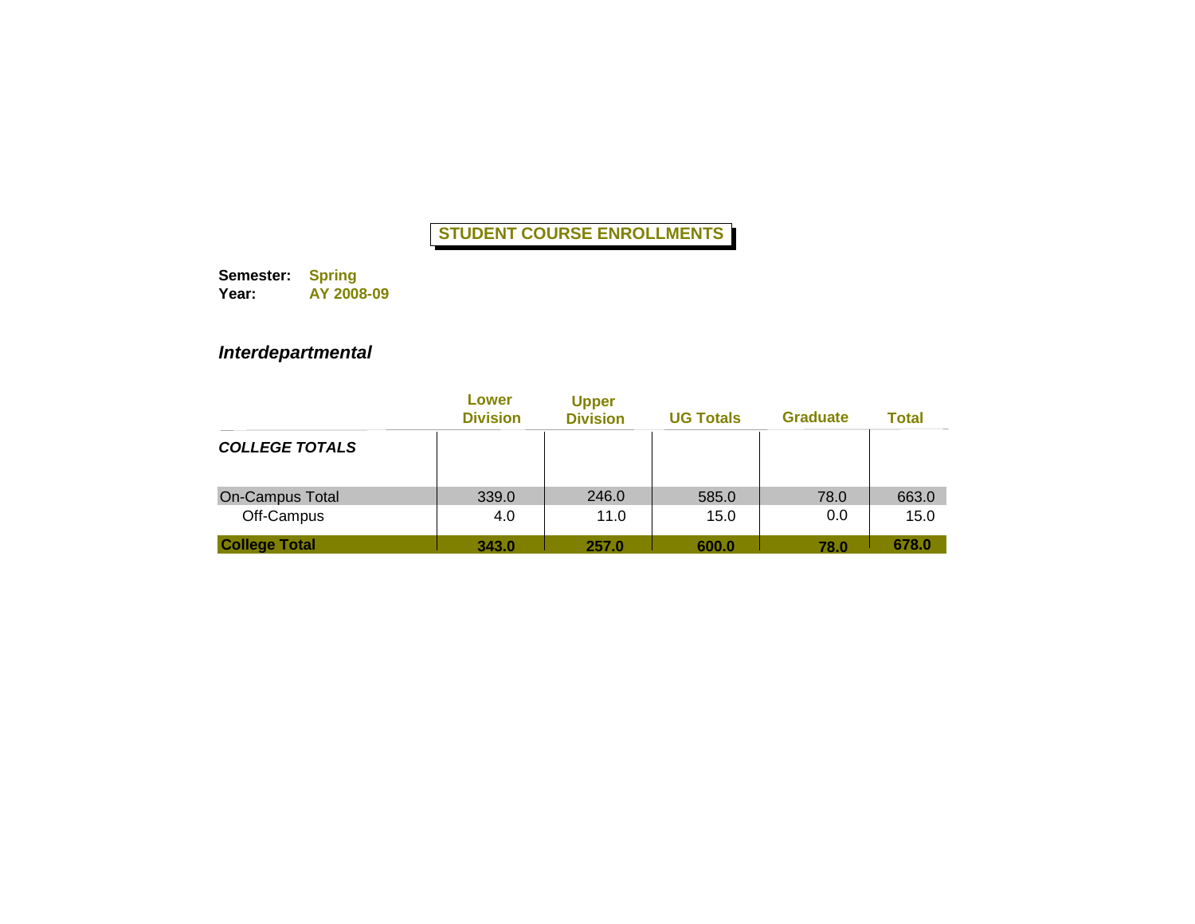# STUDENT COURSE ENROLLMENTS

**Semester:** **Spring**
**Year:** **AY 2008-09**

### *Interdepartmental*

| | Lower Division | Upper Division | UG Totals | Graduate | Total |
|---|---|---|---|---|---|
| ***COLLEGE TOTALS*** | | | | | |
| On-Campus Total | 339.0 | 246.0 | 585.0 | 78.0 | 663.0 |
| Off-Campus | 4.0 | 11.0 | 15.0 | 0.0 | 15.0 |
| **College Total** | **343.0** | **257.0** | **600.0** | **78.0** | **678.0** |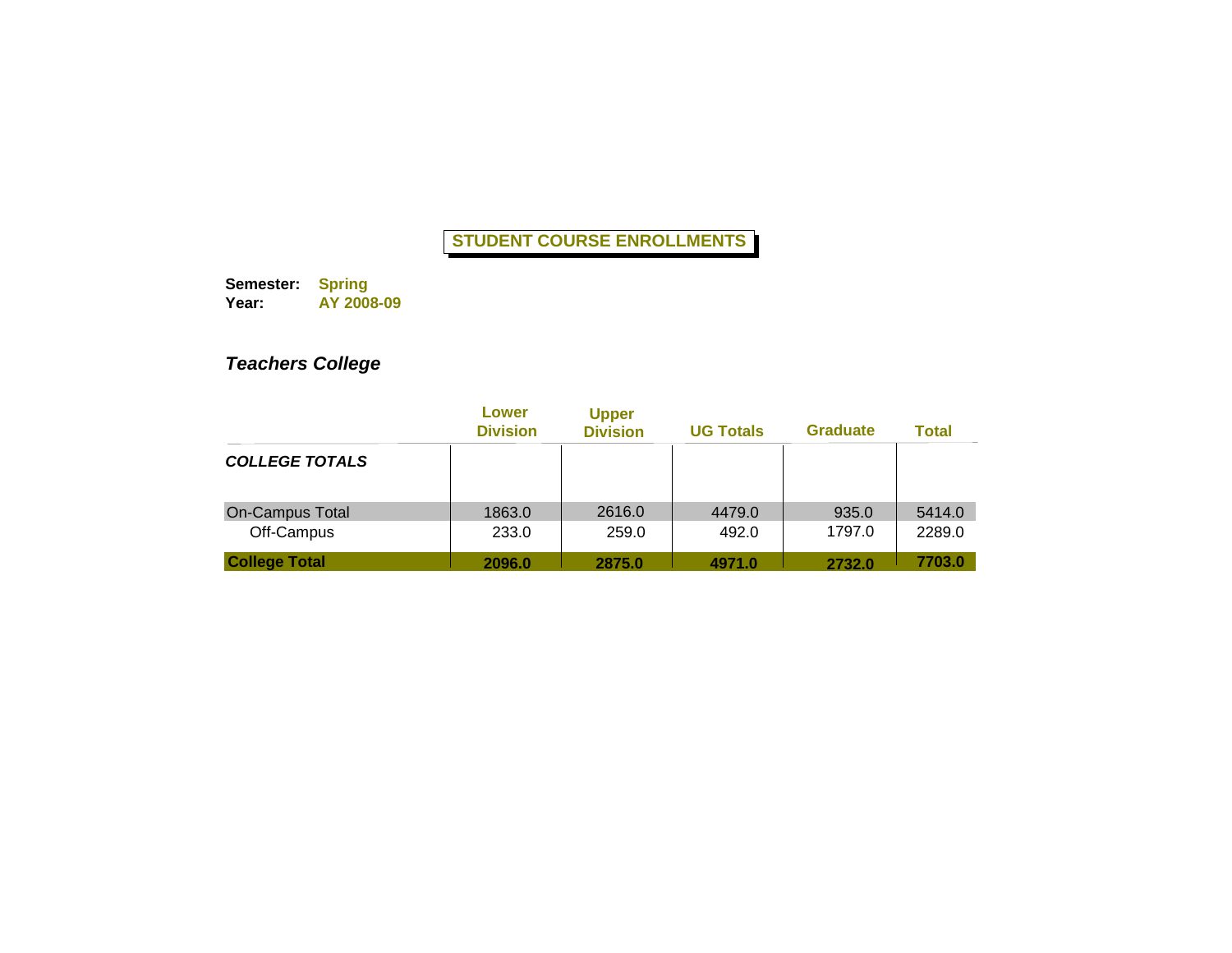## STUDENT COURSE ENROLLMENTS

**Semester:** **Spring**
**Year:** **AY 2008-09**

### *Teachers College*

| | Lower Division | Upper Division | UG Totals | Graduate | Total |
|---|---|---|---|---|---|
| ***COLLEGE TOTALS*** | | | | | |
| On-Campus Total | 1863.0 | 2616.0 | 4479.0 | 935.0 | 5414.0 |
| Off-Campus | 233.0 | 259.0 | 492.0 | 1797.0 | 2289.0 |
| **College Total** | **2096.0** | **2875.0** | **4971.0** | **2732.0** | **7703.0** |